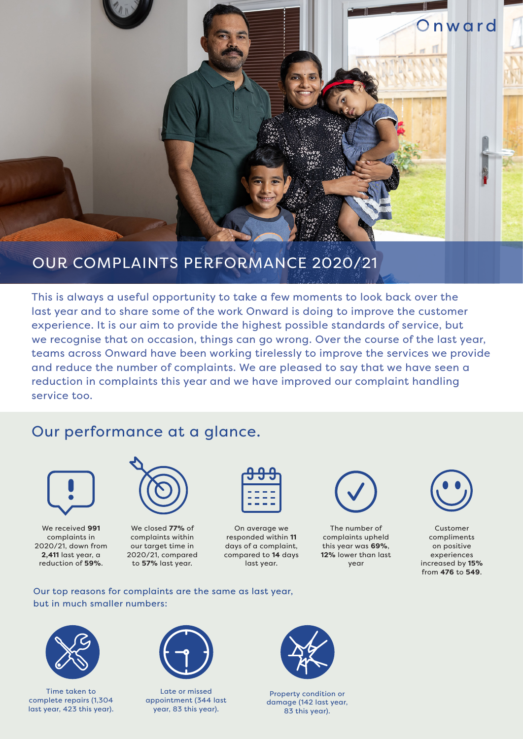Onward

# OUR COMPLAINTS PERFORMANCE 2020/21

This is always a useful opportunity to take a few moments to look back over the last year and to share some of the work Onward is doing to improve the customer experience. It is our aim to provide the highest possible standards of service, but we recognise that on occasion, things can go wrong. Over the course of the last year, teams across Onward have been working tirelessly to improve the services we provide and reduce the number of complaints. We are pleased to say that we have seen a reduction in complaints this year and we have improved our complaint handling service too.

## Our performance at a glance.

- We received **991** complaints in 2020/21, down from **2,411** last year, a reduction of **59%**.
- We closed **77%** of complaints within our target time in 2020/21, compared to **57%** last year.
- On average we responded within **11** days of a complaint, compared to **14** days last year.
- The number of complaints upheld this year was **69%**, **12%** lower than last year
- Customer compliments on positive experiences increased by **15%** from **476** to **549**.

Our top reasons for complaints are the same as last year, but in much smaller numbers:

- Time taken to complete repairs (1,304 last year, 423 this year).
- Late or missed appointment (344 last year, 83 this year).
- Property condition or damage (142 last year, 83 this year).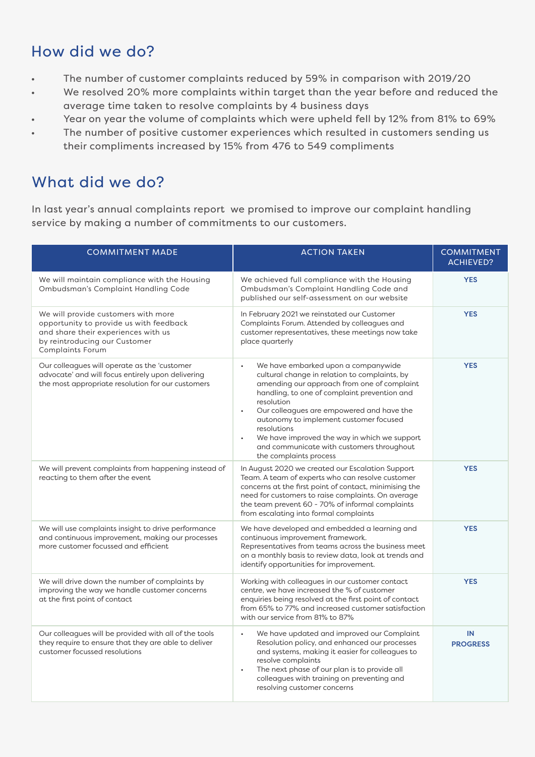## How did we do?

- The number of customer complaints reduced by 59% in comparison with 2019/20
- We resolved 20% more complaints within target than the year before and reduced the average time taken to resolve complaints by 4 business days
- Year on year the volume of complaints which were upheld fell by 12% from 81% to 69%
- The number of positive customer experiences which resulted in customers sending us their compliments increased by 15% from 476 to 549 compliments

## What did we do?

In last year's annual complaints report we promised to improve our complaint handling service by making a number of commitments to our customers.

| COMMITMENT MADE | ACTION TAKEN | COMMITMENT ACHIEVED? |
|---|---|---|
| We will maintain compliance with the Housing Ombudsman's Complaint Handling Code | We achieved full compliance with the Housing Ombudsman's Complaint Handling Code and published our self-assessment on our website | **YES** |
| We will provide customers with more opportunity to provide us with feedback and share their experiences with us by reintroducing our Customer Complaints Forum | In February 2021 we reinstated our Customer Complaints Forum. Attended by colleagues and customer representatives, these meetings now take place quarterly | **YES** |
| Our colleagues will operate as the 'customer advocate' and will focus entirely upon delivering the most appropriate resolution for our customers | • We have embarked upon a companywide cultural change in relation to complaints, by amending our approach from one of complaint handling, to one of complaint prevention and resolution<br>• Our colleagues are empowered and have the autonomy to implement customer focused resolutions<br>• We have improved the way in which we support and communicate with customers throughout the complaints process | **YES** |
| We will prevent complaints from happening instead of reacting to them after the event | In August 2020 we created our Escalation Support Team. A team of experts who can resolve customer concerns at the first point of contact, minimising the need for customers to raise complaints. On average the team prevent 60 - 70% of informal complaints from escalating into formal complaints | **YES** |
| We will use complaints insight to drive performance and continuous improvement, making our processes more customer focussed and efficient | We have developed and embedded a learning and continuous improvement framework. Representatives from teams across the business meet on a monthly basis to review data, look at trends and identify opportunities for improvement. | **YES** |
| We will drive down the number of complaints by improving the way we handle customer concerns at the first point of contact | Working with colleagues in our customer contact centre, we have increased the % of customer enquiries being resolved at the first point of contact from 65% to 77% and increased customer satisfaction with our service from 81% to 87% | **YES** |
| Our colleagues will be provided with all of the tools they require to ensure that they are able to deliver customer focussed resolutions | • We have updated and improved our Complaint Resolution policy, and enhanced our processes and systems, making it easier for colleagues to resolve complaints<br>• The next phase of our plan is to provide all colleagues with training on preventing and resolving customer concerns | **IN PROGRESS** |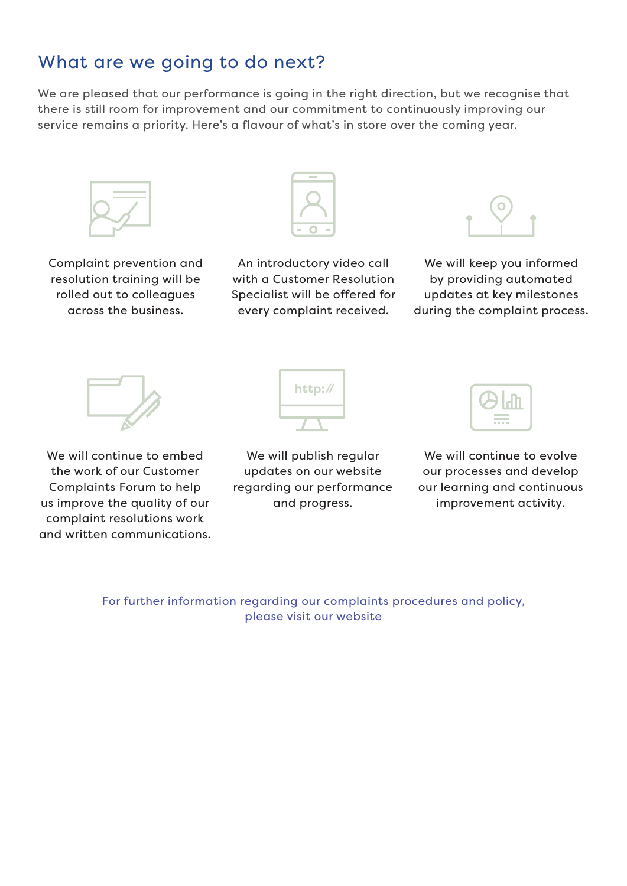## What are we going to do next?

We are pleased that our performance is going in the right direction, but we recognise that there is still room for improvement and our commitment to continuously improving our service remains a priority. Here's a flavour of what's in store over the coming year.

Complaint prevention and resolution training will be rolled out to colleagues across the business.

An introductory video call with a Customer Resolution Specialist will be offered for every complaint received.

We will keep you informed by providing automated updates at key milestones during the complaint process.

We will continue to embed the work of our Customer Complaints Forum to help us improve the quality of our complaint resolution work and written communications.

We will publish regular updates on our website regarding our performance and progress.

We will continue to evolve our processes and develop our learning and continuous improvement activity.

For further information regarding our complaints procedures and policy, please visit our website